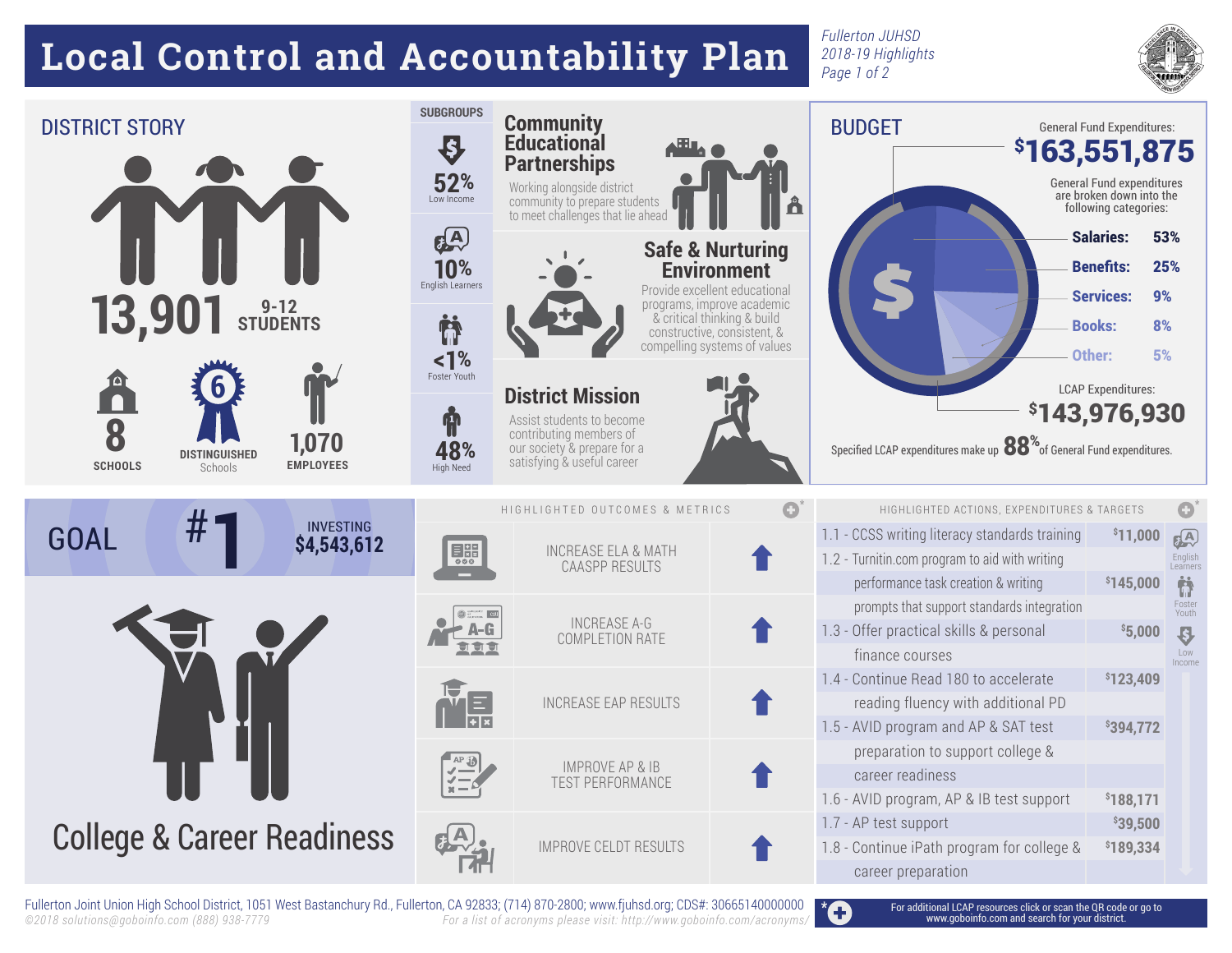# Local Control and Accountability Plan

*Fullerton JUHSD*
*2018-19 Highlights*

## DISTRICT STORY

**13,901** 9-12 STUDENTS

**8** SCHOOLS

**6** DISTINGUISHED Schools

**1,070** EMPLOYEES

### SUBGROUPS

- **52%** Low Income
- **10%** English Learners
- **<1%** Foster Youth
- **48%** High Need

### Community Educational Partnerships

Working alongside district community to prepare students to meet challenges that lie ahead

### Safe & Nurturing Environment

Provide excellent educational programs, improve academic & critical thinking & build constructive, consistent, & compelling systems of values

### District Mission

Assist students to become contributing members of our society & prepare for a satisfying & useful career

## BUDGET

General Fund Expenditures:
**$163,551,875**

General Fund expenditures are broken down into the following categories:

**Salaries:** 53%
**Benefits:** 25%
**Services:** 9%
**Books:** 8%
**Other:** 5%

LCAP Expenditures:
**$143,976,930**

Specified LCAP expenditures make up **88%** of General Fund expenditures.

## GOAL #1 — INVESTING $4,543,612

### College & Career Readiness

#### HIGHLIGHTED OUTCOMES & METRICS

- INCREASE ELA & MATH CAASPP RESULTS ↑
- INCREASE A-G COMPLETION RATE ↑
- INCREASE EAP RESULTS ↑
- IMPROVE AP & IB TEST PERFORMANCE ↑
- IMPROVE CELDT RESULTS ↑

#### HIGHLIGHTED ACTIONS, EXPENDITURES & TARGETS

(Targets: English Learners, Foster Youth, Low Income)

| | |
|---|---|
| 1.1 - CCSS writing literacy standards training | $11,000 |
| 1.2 - Turnitin.com program to aid with writing performance task creation & writing prompts that support standards integration | $145,000 |
| 1.3 - Offer practical skills & personal finance courses | $5,000 |
| 1.4 - Continue Read 180 to accelerate reading fluency with additional PD | $123,409 |
| 1.5 - AVID program and AP & SAT test preparation to support college & career readiness | $394,772 |
| 1.6 - AVID program, AP & IB test support | $188,171 |
| 1.7 - AP test support | $39,500 |
| 1.8 - Continue iPath program for college & career preparation | $189,334 |

Fullerton Joint Union High School District, 1051 West Bastanchury Rd., Fullerton, CA 92833; (714) 870-2800; www.fjuhsd.org; CDS#: 30665140000000

©2018 solutions@goboinfo.com (888) 938-7779

For a list of acronyms please visit: http://www.goboinfo.com/acronyms/

For additional LCAP resources click or scan the QR code or go to www.goboinfo.com and search for your district.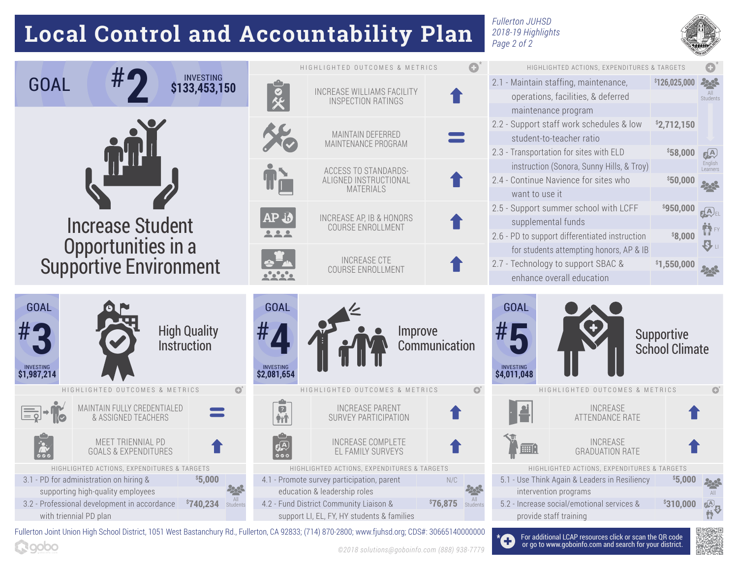# Local Control and Accountability Plan

*Fullerton JUHSD*
*2018-19 Highlights*

## GOAL #2 — INVESTING $133,453,150

### Increase Student Opportunities in a Supportive Environment

**HIGHLIGHTED OUTCOMES & METRICS**

| Outcome | Direction |
|---|---|
| INCREASE WILLIAMS FACILITY INSPECTION RATINGS | ↑ |
| MAINTAIN DEFERRED MAINTENANCE PROGRAM | = |
| ACCESS TO STANDARDS-ALIGNED INSTRUCTIONAL MATERIALS | ↑ |
| INCREASE AP, IB & HONORS COURSE ENROLLMENT | ↑ |
| INCREASE CTE COURSE ENROLLMENT | ↑ |

**HIGHLIGHTED ACTIONS, EXPENDITURES & TARGETS**

| Action | Expenditure | Target |
|---|---|---|
| 2.1 - Maintain staffing, maintenance, operations, facilities, & deferred maintenance program | $126,025,000 | All Students |
| 2.2 - Support staff work schedules & low student-to-teacher ratio | $2,712,150 | All Students |
| 2.3 - Transportation for sites with ELD instruction (Sonora, Sunny Hills, & Troy) | $58,000 | English Learners |
| 2.4 - Continue Navience for sites who want to use it | $50,000 | All Students |
| 2.5 - Support summer school with LCFF supplemental funds | $950,000 | EL, FY, LI |
| 2.6 - PD to support differentiated instruction for students attempting honors, AP & IB | $8,000 | EL, FY, LI |
| 2.7 - Technology to support SBAC & enhance overall education | $1,550,000 | All Students |

## GOAL #3 — INVESTING $1,987,214

### High Quality Instruction

**HIGHLIGHTED OUTCOMES & METRICS**

| Outcome | Direction |
|---|---|
| MAINTAIN FULLY CREDENTIALED & ASSIGNED TEACHERS | = |
| MEET TRIENNIAL PD GOALS & EXPENDITURES | ↑ |

**HIGHLIGHTED ACTIONS, EXPENDITURES & TARGETS**

| Action | Expenditure | Target |
|---|---|---|
| 3.1 - PD for administration on hiring & supporting high-quality employees | $5,000 | All Students |
| 3.2 - Professional development in accordance with triennial PD plan | $740,234 | All Students |

## GOAL #4 — INVESTING $2,081,654

### Improve Communication

**HIGHLIGHTED OUTCOMES & METRICS**

| Outcome | Direction |
|---|---|
| INCREASE PARENT SURVEY PARTICIPATION | ↑ |
| INCREASE COMPLETE EL FAMILY SURVEYS | ↑ |

**HIGHLIGHTED ACTIONS, EXPENDITURES & TARGETS**

| Action | Expenditure | Target |
|---|---|---|
| 4.1 - Promote survey participation, parent education & leadership roles | N/C | All Students |
| 4.2 - Fund District Community Liaison & support LI, EL, FY, HY students & families | $76,875 | All Students |

## GOAL #5 — INVESTING $4,011,048

### Supportive School Climate

**HIGHLIGHTED OUTCOMES & METRICS**

| Outcome | Direction |
|---|---|
| INCREASE ATTENDANCE RATE | ↑ |
| INCREASE GRADUATION RATE | ↑ |

**HIGHLIGHTED ACTIONS, EXPENDITURES & TARGETS**

| Action | Expenditure | Target |
|---|---|---|
| 5.1 - Use Think Again & Leaders in Resiliency intervention programs | $5,000 | All |
| 5.2 - Increase social/emotional services & provide staff training | $310,000 | EL, FY, LI |

Fullerton Joint Union High School District, 1051 West Bastanchury Rd., Fullerton, CA 92833; (714) 870-2800; www.fjuhsd.org; CDS#: 30665140000000

\* For additional LCAP resources click or scan the QR code or go to www.goboinfo.com and search for your district.

©2018 solutions@goboinfo.com (888) 938-7779